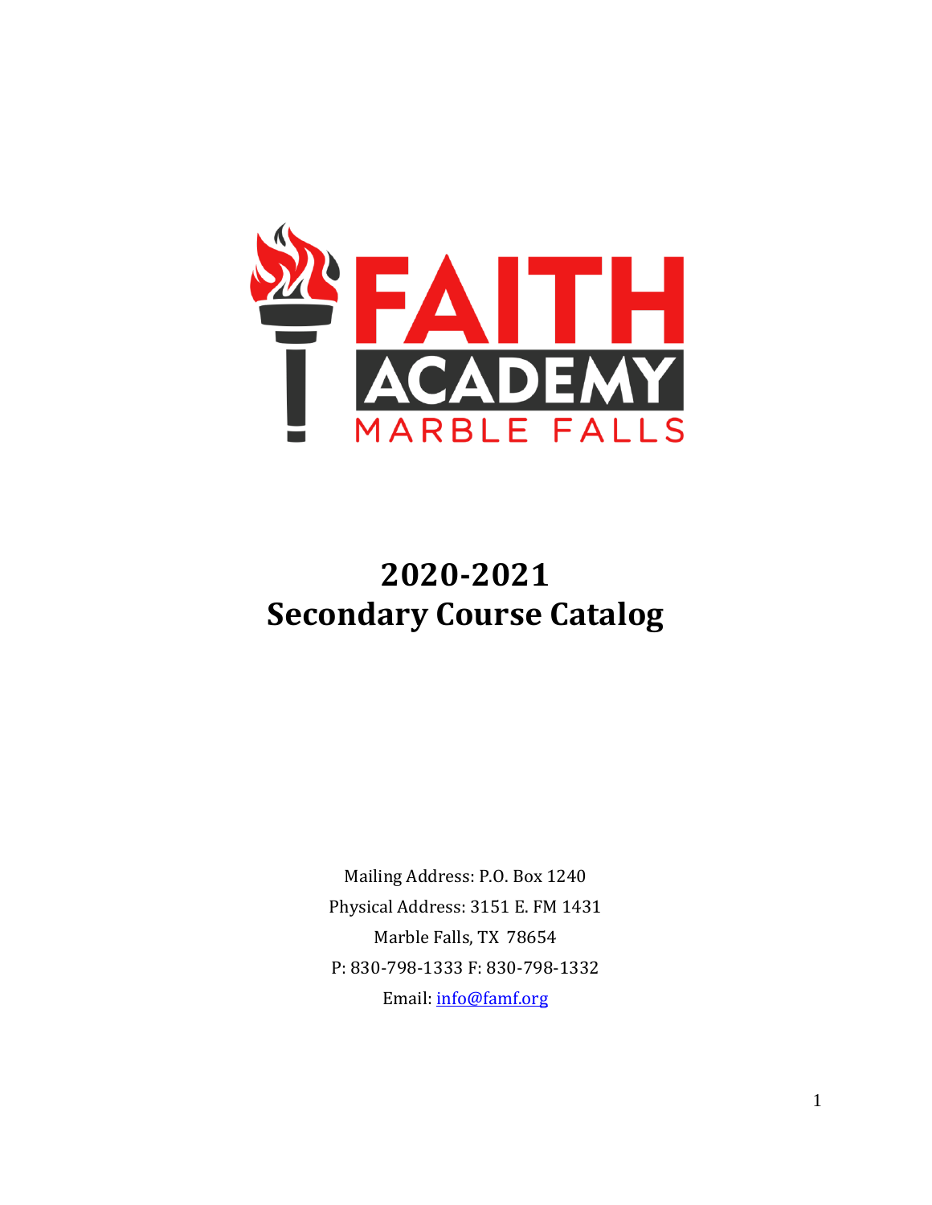# 2020-2021
# Secondary Course Catalog

Mailing Address: P.O. Box 1240
Physical Address: 3151 E. FM 1431
Marble Falls, TX 78654
P: 830-798-1333 F: 830-798-1332
Email: info@famf.org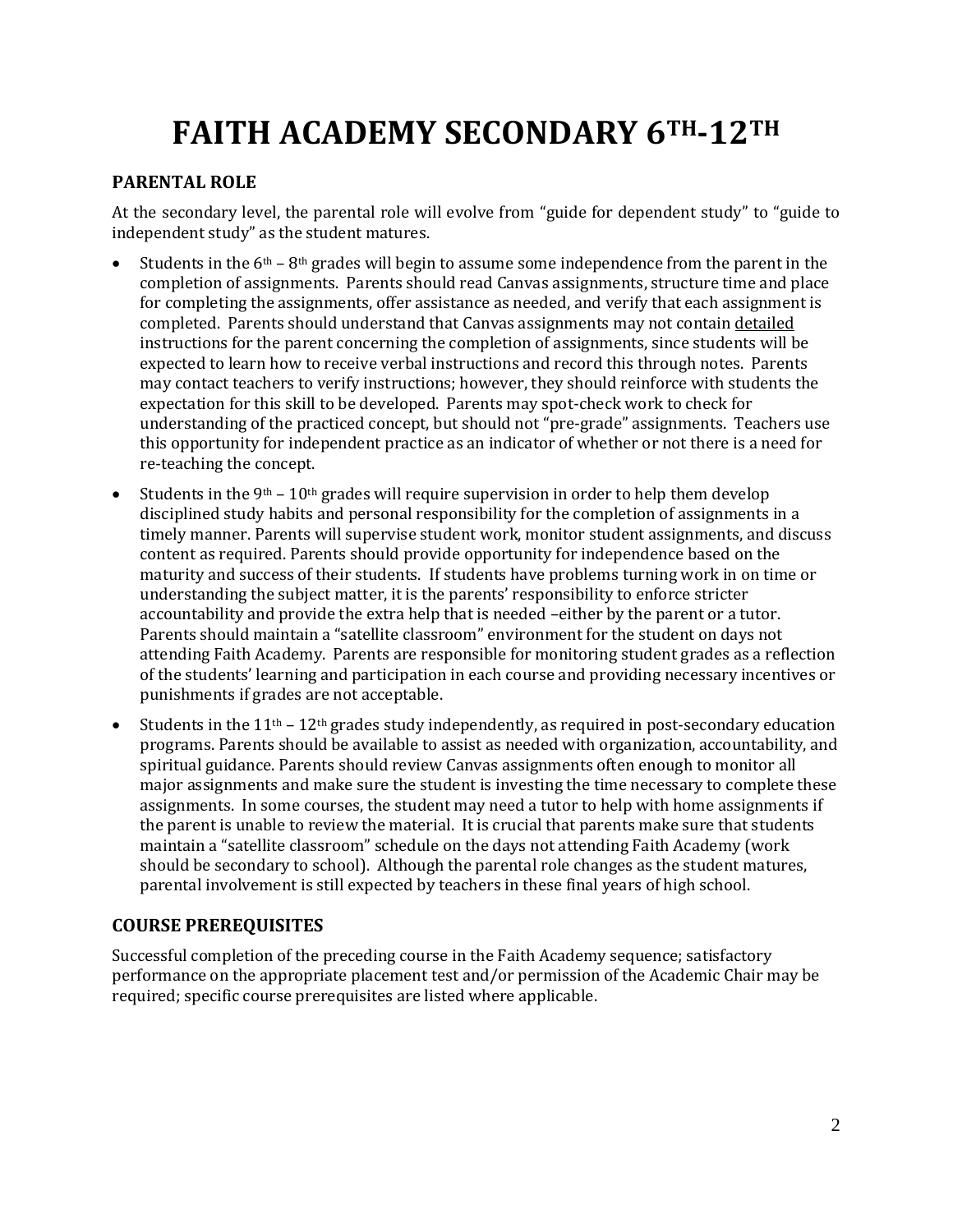# FAITH ACADEMY SECONDARY 6TH-12TH

## PARENTAL ROLE

At the secondary level, the parental role will evolve from "guide for dependent study" to "guide to independent study" as the student matures.

- Students in the 6th – 8th grades will begin to assume some independence from the parent in the completion of assignments. Parents should read Canvas assignments, structure time and place for completing the assignments, offer assistance as needed, and verify that each assignment is completed. Parents should understand that Canvas assignments may not contain detailed instructions for the parent concerning the completion of assignments, since students will be expected to learn how to receive verbal instructions and record this through notes. Parents may contact teachers to verify instructions; however, they should reinforce with students the expectation for this skill to be developed. Parents may spot-check work to check for understanding of the practiced concept, but should not "pre-grade" assignments. Teachers use this opportunity for independent practice as an indicator of whether or not there is a need for re-teaching the concept.
- Students in the 9th – 10th grades will require supervision in order to help them develop disciplined study habits and personal responsibility for the completion of assignments in a timely manner. Parents will supervise student work, monitor student assignments, and discuss content as required. Parents should provide opportunity for independence based on the maturity and success of their students. If students have problems turning work in on time or understanding the subject matter, it is the parents' responsibility to enforce stricter accountability and provide the extra help that is needed –either by the parent or a tutor. Parents should maintain a "satellite classroom" environment for the student on days not attending Faith Academy. Parents are responsible for monitoring student grades as a reflection of the students' learning and participation in each course and providing necessary incentives or punishments if grades are not acceptable.
- Students in the 11th – 12th grades study independently, as required in post-secondary education programs. Parents should be available to assist as needed with organization, accountability, and spiritual guidance. Parents should review Canvas assignments often enough to monitor all major assignments and make sure the student is investing the time necessary to complete these assignments. In some courses, the student may need a tutor to help with home assignments if the parent is unable to review the material. It is crucial that parents make sure that students maintain a "satellite classroom" schedule on the days not attending Faith Academy (work should be secondary to school). Although the parental role changes as the student matures, parental involvement is still expected by teachers in these final years of high school.

## COURSE PREREQUISITES

Successful completion of the preceding course in the Faith Academy sequence; satisfactory performance on the appropriate placement test and/or permission of the Academic Chair may be required; specific course prerequisites are listed where applicable.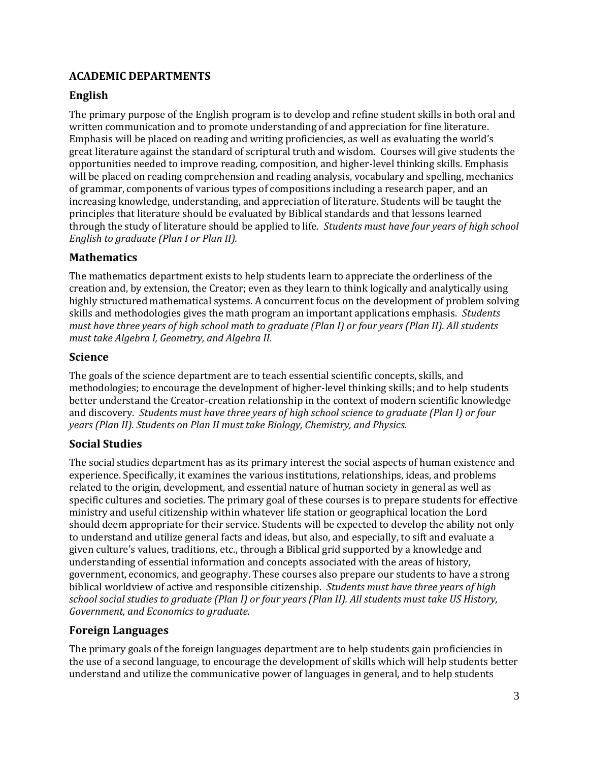## ACADEMIC DEPARTMENTS

### English

The primary purpose of the English program is to develop and refine student skills in both oral and written communication and to promote understanding of and appreciation for fine literature. Emphasis will be placed on reading and writing proficiencies, as well as evaluating the world's great literature against the standard of scriptural truth and wisdom. Courses will give students the opportunities needed to improve reading, composition, and higher-level thinking skills. Emphasis will be placed on reading comprehension and reading analysis, vocabulary and spelling, mechanics of grammar, components of various types of compositions including a research paper, and an increasing knowledge, understanding, and appreciation of literature. Students will be taught the principles that literature should be evaluated by Biblical standards and that lessons learned through the study of literature should be applied to life. *Students must have four years of high school English to graduate (Plan I or Plan II).*

### Mathematics

The mathematics department exists to help students learn to appreciate the orderliness of the creation and, by extension, the Creator; even as they learn to think logically and analytically using highly structured mathematical systems. A concurrent focus on the development of problem solving skills and methodologies gives the math program an important applications emphasis. *Students must have three years of high school math to graduate (Plan I) or four years (Plan II). All students must take Algebra I, Geometry, and Algebra II.*

### Science

The goals of the science department are to teach essential scientific concepts, skills, and methodologies; to encourage the development of higher-level thinking skills; and to help students better understand the Creator-creation relationship in the context of modern scientific knowledge and discovery. *Students must have three years of high school science to graduate (Plan I) or four years (Plan II). Students on Plan II must take Biology, Chemistry, and Physics.*

### Social Studies

The social studies department has as its primary interest the social aspects of human existence and experience. Specifically, it examines the various institutions, relationships, ideas, and problems related to the origin, development, and essential nature of human society in general as well as specific cultures and societies. The primary goal of these courses is to prepare students for effective ministry and useful citizenship within whatever life station or geographical location the Lord should deem appropriate for their service. Students will be expected to develop the ability not only to understand and utilize general facts and ideas, but also, and especially, to sift and evaluate a given culture's values, traditions, etc., through a Biblical grid supported by a knowledge and understanding of essential information and concepts associated with the areas of history, government, economics, and geography. These courses also prepare our students to have a strong biblical worldview of active and responsible citizenship. *Students must have three years of high school social studies to graduate (Plan I) or four years (Plan II). All students must take US History, Government, and Economics to graduate.*

### Foreign Languages

The primary goals of the foreign languages department are to help students gain proficiencies in the use of a second language, to encourage the development of skills which will help students better understand and utilize the communicative power of languages in general, and to help students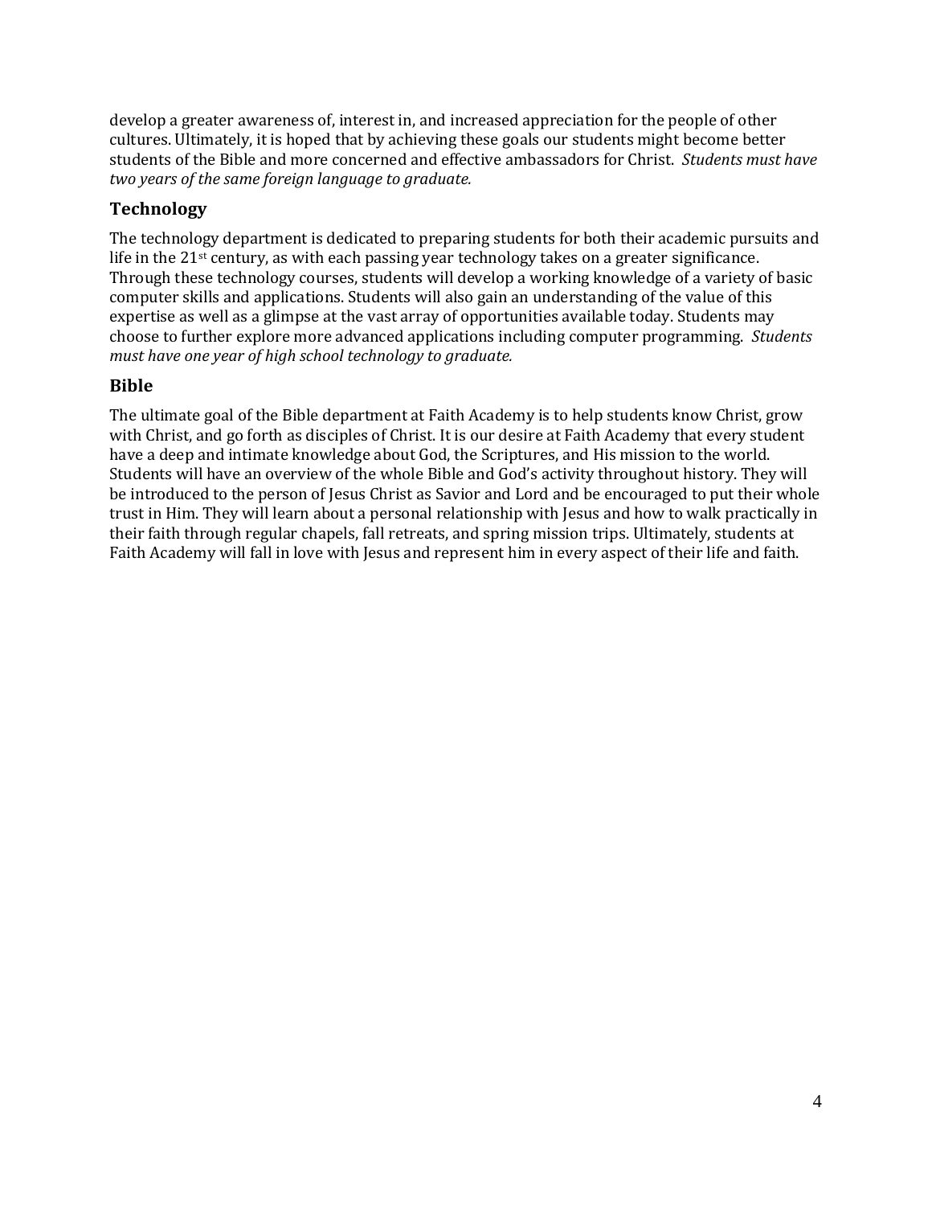develop a greater awareness of, interest in, and increased appreciation for the people of other cultures. Ultimately, it is hoped that by achieving these goals our students might become better students of the Bible and more concerned and effective ambassadors for Christ. *Students must have two years of the same foreign language to graduate.*

### Technology

The technology department is dedicated to preparing students for both their academic pursuits and life in the 21st century, as with each passing year technology takes on a greater significance. Through these technology courses, students will develop a working knowledge of a variety of basic computer skills and applications. Students will also gain an understanding of the value of this expertise as well as a glimpse at the vast array of opportunities available today. Students may choose to further explore more advanced applications including computer programming. *Students must have one year of high school technology to graduate.*

### Bible

The ultimate goal of the Bible department at Faith Academy is to help students know Christ, grow with Christ, and go forth as disciples of Christ. It is our desire at Faith Academy that every student have a deep and intimate knowledge about God, the Scriptures, and His mission to the world. Students will have an overview of the whole Bible and God's activity throughout history. They will be introduced to the person of Jesus Christ as Savior and Lord and be encouraged to put their whole trust in Him. They will learn about a personal relationship with Jesus and how to walk practically in their faith through regular chapels, fall retreats, and spring mission trips. Ultimately, students at Faith Academy will fall in love with Jesus and represent him in every aspect of their life and faith.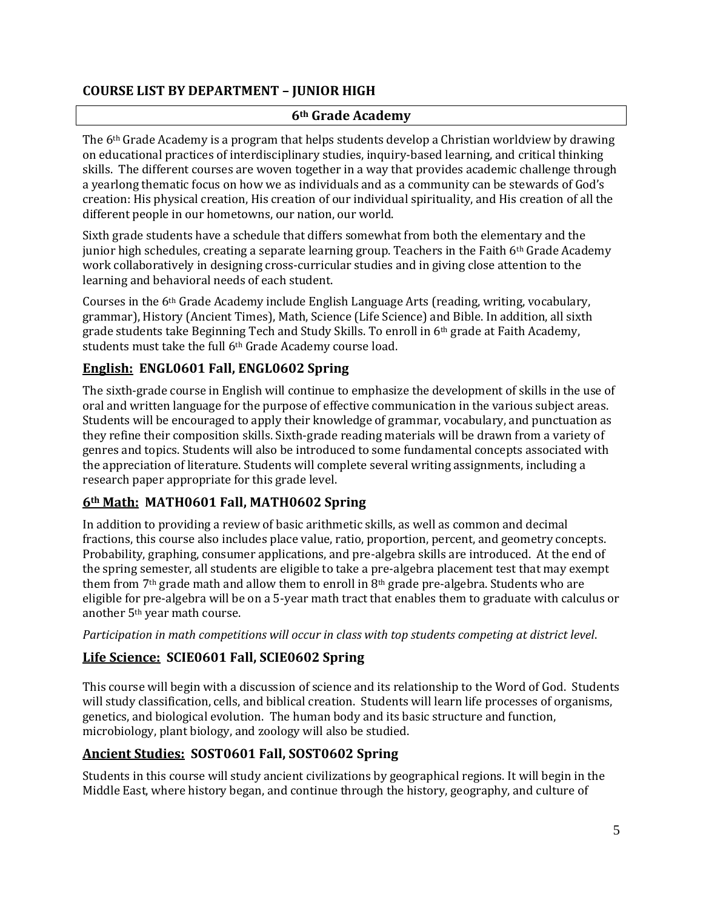## COURSE LIST BY DEPARTMENT – JUNIOR HIGH

### 6th Grade Academy

The 6th Grade Academy is a program that helps students develop a Christian worldview by drawing on educational practices of interdisciplinary studies, inquiry-based learning, and critical thinking skills. The different courses are woven together in a way that provides academic challenge through a yearlong thematic focus on how we as individuals and as a community can be stewards of God's creation: His physical creation, His creation of our individual spirituality, and His creation of all the different people in our hometowns, our nation, our world.

Sixth grade students have a schedule that differs somewhat from both the elementary and the junior high schedules, creating a separate learning group. Teachers in the Faith 6th Grade Academy work collaboratively in designing cross-curricular studies and in giving close attention to the learning and behavioral needs of each student.

Courses in the 6th Grade Academy include English Language Arts (reading, writing, vocabulary, grammar), History (Ancient Times), Math, Science (Life Science) and Bible. In addition, all sixth grade students take Beginning Tech and Study Skills. To enroll in 6th grade at Faith Academy, students must take the full 6th Grade Academy course load.

### English: ENGL0601 Fall, ENGL0602 Spring

The sixth-grade course in English will continue to emphasize the development of skills in the use of oral and written language for the purpose of effective communication in the various subject areas. Students will be encouraged to apply their knowledge of grammar, vocabulary, and punctuation as they refine their composition skills. Sixth-grade reading materials will be drawn from a variety of genres and topics. Students will also be introduced to some fundamental concepts associated with the appreciation of literature. Students will complete several writing assignments, including a research paper appropriate for this grade level.

### 6th Math: MATH0601 Fall, MATH0602 Spring

In addition to providing a review of basic arithmetic skills, as well as common and decimal fractions, this course also includes place value, ratio, proportion, percent, and geometry concepts. Probability, graphing, consumer applications, and pre-algebra skills are introduced. At the end of the spring semester, all students are eligible to take a pre-algebra placement test that may exempt them from 7th grade math and allow them to enroll in 8th grade pre-algebra. Students who are eligible for pre-algebra will be on a 5-year math tract that enables them to graduate with calculus or another 5th year math course.

*Participation in math competitions will occur in class with top students competing at district level*.

### Life Science: SCIE0601 Fall, SCIE0602 Spring

This course will begin with a discussion of science and its relationship to the Word of God. Students will study classification, cells, and biblical creation. Students will learn life processes of organisms, genetics, and biological evolution. The human body and its basic structure and function, microbiology, plant biology, and zoology will also be studied.

### Ancient Studies: SOST0601 Fall, SOST0602 Spring

Students in this course will study ancient civilizations by geographical regions. It will begin in the Middle East, where history began, and continue through the history, geography, and culture of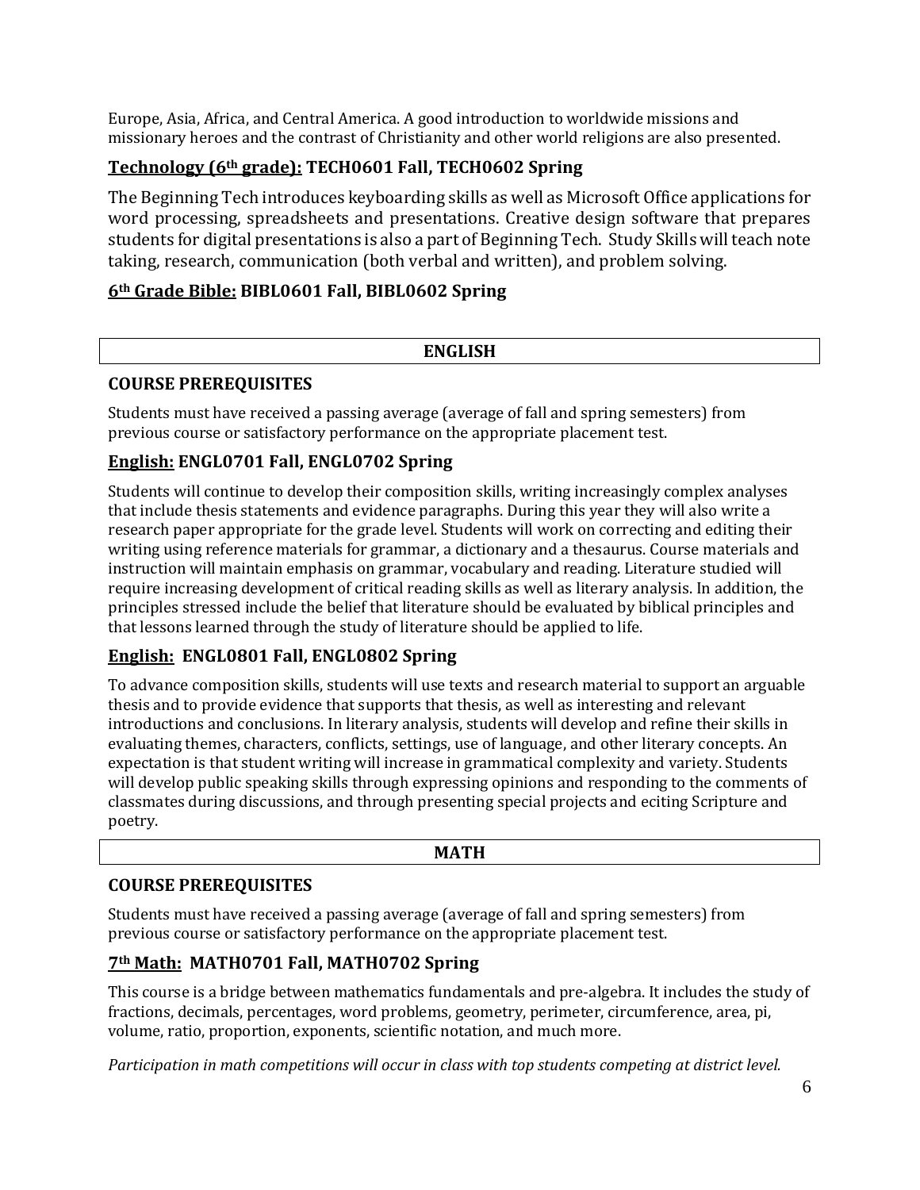Europe, Asia, Africa, and Central America. A good introduction to worldwide missions and missionary heroes and the contrast of Christianity and other world religions are also presented.

### Technology (6th grade): TECH0601 Fall, TECH0602 Spring

The Beginning Tech introduces keyboarding skills as well as Microsoft Office applications for word processing, spreadsheets and presentations. Creative design software that prepares students for digital presentations is also a part of Beginning Tech. Study Skills will teach note taking, research, communication (both verbal and written), and problem solving.

### 6th Grade Bible: BIBL0601 Fall, BIBL0602 Spring

## ENGLISH

### COURSE PREREQUISITES

Students must have received a passing average (average of fall and spring semesters) from previous course or satisfactory performance on the appropriate placement test.

### English: ENGL0701 Fall, ENGL0702 Spring

Students will continue to develop their composition skills, writing increasingly complex analyses that include thesis statements and evidence paragraphs. During this year they will also write a research paper appropriate for the grade level. Students will work on correcting and editing their writing using reference materials for grammar, a dictionary and a thesaurus. Course materials and instruction will maintain emphasis on grammar, vocabulary and reading. Literature studied will require increasing development of critical reading skills as well as literary analysis. In addition, the principles stressed include the belief that literature should be evaluated by biblical principles and that lessons learned through the study of literature should be applied to life.

### English: ENGL0801 Fall, ENGL0802 Spring

To advance composition skills, students will use texts and research material to support an arguable thesis and to provide evidence that supports that thesis, as well as interesting and relevant introductions and conclusions. In literary analysis, students will develop and refine their skills in evaluating themes, characters, conflicts, settings, use of language, and other literary concepts. An expectation is that student writing will increase in grammatical complexity and variety. Students will develop public speaking skills through expressing opinions and responding to the comments of classmates during discussions, and through presenting special projects and eciting Scripture and poetry.

## MATH

### COURSE PREREQUISITES

Students must have received a passing average (average of fall and spring semesters) from previous course or satisfactory performance on the appropriate placement test.

### 7th Math: MATH0701 Fall, MATH0702 Spring

This course is a bridge between mathematics fundamentals and pre-algebra. It includes the study of fractions, decimals, percentages, word problems, geometry, perimeter, circumference, area, pi, volume, ratio, proportion, exponents, scientific notation, and much more.

*Participation in math competitions will occur in class with top students competing at district level.*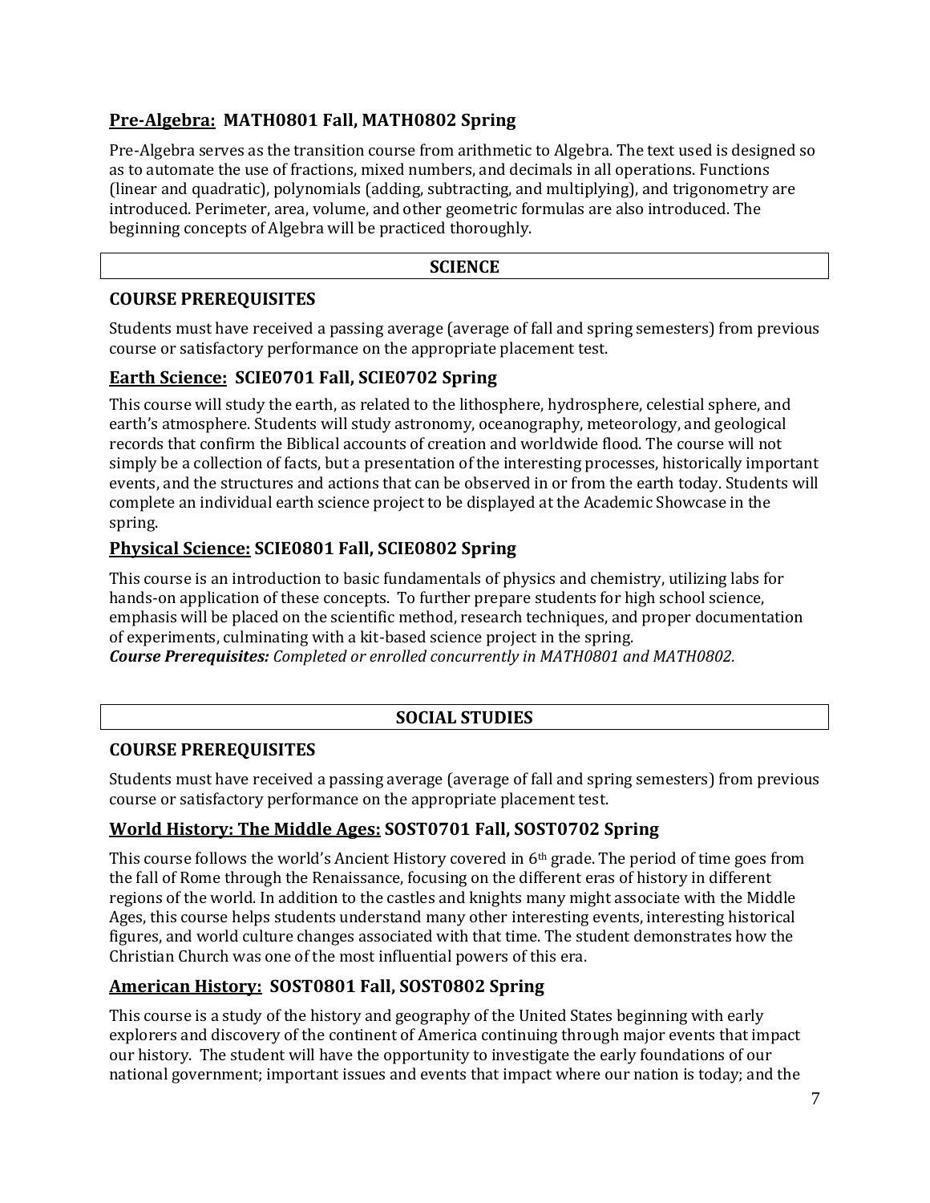### **Pre-Algebra:** MATH0801 Fall, MATH0802 Spring

Pre-Algebra serves as the transition course from arithmetic to Algebra. The text used is designed so as to automate the use of fractions, mixed numbers, and decimals in all operations. Functions (linear and quadratic), polynomials (adding, subtracting, and multiplying), and trigonometry are introduced. Perimeter, area, volume, and other geometric formulas are also introduced. The beginning concepts of Algebra will be practiced thoroughly.

## SCIENCE

### COURSE PREREQUISITES

Students must have received a passing average (average of fall and spring semesters) from previous course or satisfactory performance on the appropriate placement test.

### **Earth Science:** SCIE0701 Fall, SCIE0702 Spring

This course will study the earth, as related to the lithosphere, hydrosphere, celestial sphere, and earth's atmosphere. Students will study astronomy, oceanography, meteorology, and geological records that confirm the Biblical accounts of creation and worldwide flood. The course will not simply be a collection of facts, but a presentation of the interesting processes, historically important events, and the structures and actions that can be observed in or from the earth today. Students will complete an individual earth science project to be displayed at the Academic Showcase in the spring.

### **Physical Science:** SCIE0801 Fall, SCIE0802 Spring

This course is an introduction to basic fundamentals of physics and chemistry, utilizing labs for hands-on application of these concepts. To further prepare students for high school science, emphasis will be placed on the scientific method, research techniques, and proper documentation of experiments, culminating with a kit-based science project in the spring.
***Course Prerequisites:*** *Completed or enrolled concurrently in MATH0801 and MATH0802.*

## SOCIAL STUDIES

### COURSE PREREQUISITES

Students must have received a passing average (average of fall and spring semesters) from previous course or satisfactory performance on the appropriate placement test.

### **World History: The Middle Ages:** SOST0701 Fall, SOST0702 Spring

This course follows the world's Ancient History covered in 6th grade. The period of time goes from the fall of Rome through the Renaissance, focusing on the different eras of history in different regions of the world. In addition to the castles and knights many might associate with the Middle Ages, this course helps students understand many other interesting events, interesting historical figures, and world culture changes associated with that time. The student demonstrates how the Christian Church was one of the most influential powers of this era.

### **American History:** SOST0801 Fall, SOST0802 Spring

This course is a study of the history and geography of the United States beginning with early explorers and discovery of the continent of America continuing through major events that impact our history. The student will have the opportunity to investigate the early foundations of our national government; important issues and events that impact where our nation is today; and the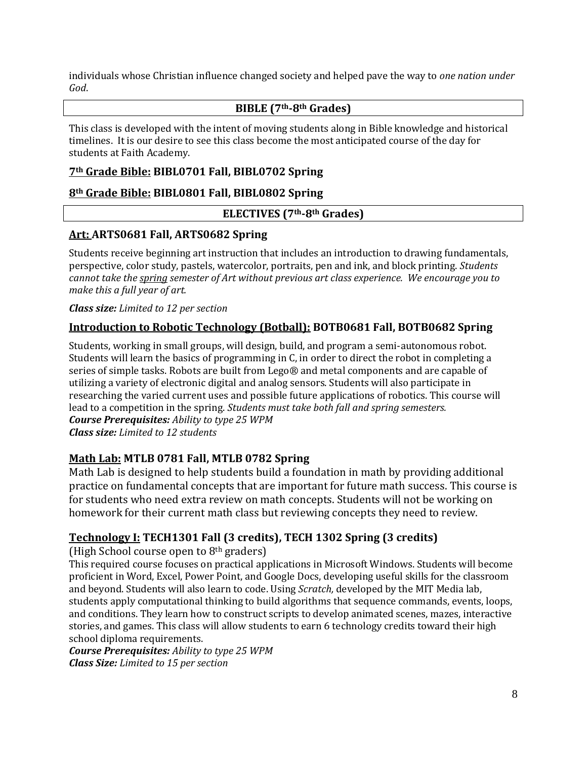individuals whose Christian influence changed society and helped pave the way to *one nation under God*.

## BIBLE (7th-8th Grades)

This class is developed with the intent of moving students along in Bible knowledge and historical timelines. It is our desire to see this class become the most anticipated course of the day for students at Faith Academy.

### 7th Grade Bible: BIBL0701 Fall, BIBL0702 Spring

### 8th Grade Bible: BIBL0801 Fall, BIBL0802 Spring

## ELECTIVES (7th-8th Grades)

### Art: ARTS0681 Fall, ARTS0682 Spring

Students receive beginning art instruction that includes an introduction to drawing fundamentals, perspective, color study, pastels, watercolor, portraits, pen and ink, and block printing. *Students cannot take the spring semester of Art without previous art class experience. We encourage you to make this a full year of art.*

***Class size:*** *Limited to 12 per section*

### Introduction to Robotic Technology (Botball): BOTB0681 Fall, BOTB0682 Spring

Students, working in small groups, will design, build, and program a semi-autonomous robot. Students will learn the basics of programming in C, in order to direct the robot in completing a series of simple tasks. Robots are built from Lego® and metal components and are capable of utilizing a variety of electronic digital and analog sensors. Students will also participate in researching the varied current uses and possible future applications of robotics. This course will lead to a competition in the spring. *Students must take both fall and spring semesters.*
***Course Prerequisites:*** *Ability to type 25 WPM*
***Class size:*** *Limited to 12 students*

### Math Lab: MTLB 0781 Fall, MTLB 0782 Spring

Math Lab is designed to help students build a foundation in math by providing additional practice on fundamental concepts that are important for future math success. This course is for students who need extra review on math concepts. Students will not be working on homework for their current math class but reviewing concepts they need to review.

### Technology I: TECH1301 Fall (3 credits), TECH 1302 Spring (3 credits)

(High School course open to 8th graders)
This required course focuses on practical applications in Microsoft Windows. Students will become proficient in Word, Excel, Power Point, and Google Docs, developing useful skills for the classroom and beyond. Students will also learn to code. Using *Scratch,* developed by the MIT Media lab, students apply computational thinking to build algorithms that sequence commands, events, loops, and conditions. They learn how to construct scripts to develop animated scenes, mazes, interactive stories, and games. This class will allow students to earn 6 technology credits toward their high school diploma requirements.
***Course Prerequisites:*** *Ability to type 25 WPM*
***Class Size:*** *Limited to 15 per section*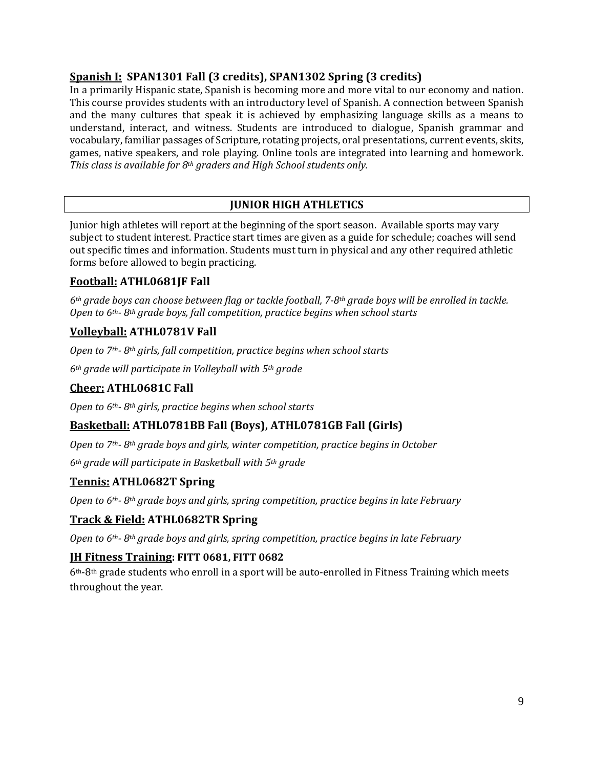### **<u>Spanish I:</u> SPAN1301 Fall (3 credits), SPAN1302 Spring (3 credits)**

In a primarily Hispanic state, Spanish is becoming more and more vital to our economy and nation. This course provides students with an introductory level of Spanish. A connection between Spanish and the many cultures that speak it is achieved by emphasizing language skills as a means to understand, interact, and witness. Students are introduced to dialogue, Spanish grammar and vocabulary, familiar passages of Scripture, rotating projects, oral presentations, current events, skits, games, native speakers, and role playing. Online tools are integrated into learning and homework. *This class is available for 8th graders and High School students only.*

## **JUNIOR HIGH ATHLETICS**

Junior high athletes will report at the beginning of the sport season. Available sports may vary subject to student interest. Practice start times are given as a guide for schedule; coaches will send out specific times and information. Students must turn in physical and any other required athletic forms before allowed to begin practicing.

### **<u>Football:</u> ATHL0681JF Fall**

*6th grade boys can choose between flag or tackle football, 7-8th grade boys will be enrolled in tackle. Open to 6th- 8th grade boys, fall competition, practice begins when school starts*

### **<u>Volleyball:</u> ATHL0781V Fall**

*Open to 7th- 8th girls, fall competition, practice begins when school starts*

*6th grade will participate in Volleyball with 5th grade*

### **<u>Cheer:</u> ATHL0681C Fall**

*Open to 6th- 8th girls, practice begins when school starts*

### **<u>Basketball:</u> ATHL0781BB Fall (Boys), ATHL0781GB Fall (Girls)**

*Open to 7th- 8th grade boys and girls, winter competition, practice begins in October*

*6th grade will participate in Basketball with 5th grade*

### **<u>Tennis:</u> ATHL0682T Spring**

*Open to 6th- 8th grade boys and girls, spring competition, practice begins in late February*

### **<u>Track & Field:</u> ATHL0682TR Spring**

*Open to 6th- 8th grade boys and girls, spring competition, practice begins in late February*

### **<u>JH Fitness Training</u>: FITT 0681, FITT 0682**

6th-8th grade students who enroll in a sport will be auto-enrolled in Fitness Training which meets throughout the year.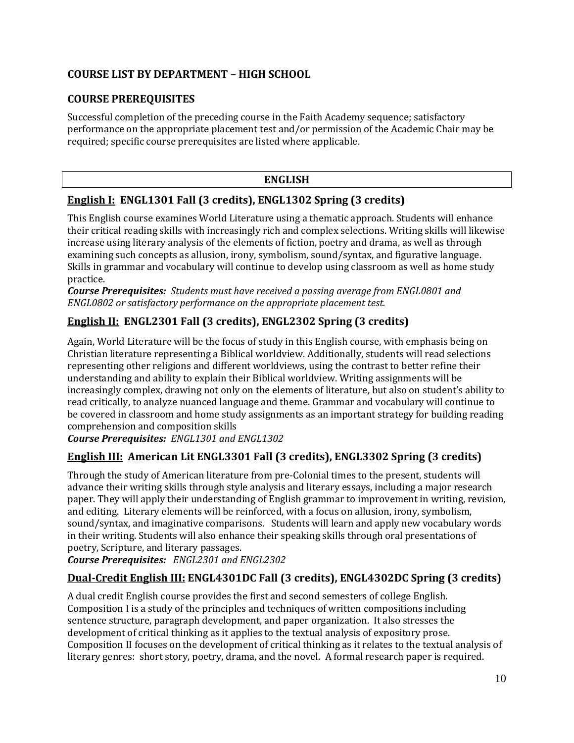## COURSE LIST BY DEPARTMENT – HIGH SCHOOL

## COURSE PREREQUISITES

Successful completion of the preceding course in the Faith Academy sequence; satisfactory performance on the appropriate placement test and/or permission of the Academic Chair may be required; specific course prerequisites are listed where applicable.

## ENGLISH

### English I: ENGL1301 Fall (3 credits), ENGL1302 Spring (3 credits)

This English course examines World Literature using a thematic approach. Students will enhance their critical reading skills with increasingly rich and complex selections. Writing skills will likewise increase using literary analysis of the elements of fiction, poetry and drama, as well as through examining such concepts as allusion, irony, symbolism, sound/syntax, and figurative language. Skills in grammar and vocabulary will continue to develop using classroom as well as home study practice.

***Course Prerequisites:*** *Students must have received a passing average from ENGL0801 and ENGL0802 or satisfactory performance on the appropriate placement test.*

### English II: ENGL2301 Fall (3 credits), ENGL2302 Spring (3 credits)

Again, World Literature will be the focus of study in this English course, with emphasis being on Christian literature representing a Biblical worldview. Additionally, students will read selections representing other religions and different worldviews, using the contrast to better refine their understanding and ability to explain their Biblical worldview. Writing assignments will be increasingly complex, drawing not only on the elements of literature, but also on student's ability to read critically, to analyze nuanced language and theme. Grammar and vocabulary will continue to be covered in classroom and home study assignments as an important strategy for building reading comprehension and composition skills

***Course Prerequisites:*** *ENGL1301 and ENGL1302*

### English III: American Lit ENGL3301 Fall (3 credits), ENGL3302 Spring (3 credits)

Through the study of American literature from pre-Colonial times to the present, students will advance their writing skills through style analysis and literary essays, including a major research paper. They will apply their understanding of English grammar to improvement in writing, revision, and editing. Literary elements will be reinforced, with a focus on allusion, irony, symbolism, sound/syntax, and imaginative comparisons. Students will learn and apply new vocabulary words in their writing. Students will also enhance their speaking skills through oral presentations of poetry, Scripture, and literary passages.

***Course Prerequisites:*** *ENGL2301 and ENGL2302*

### Dual-Credit English III: ENGL4301DC Fall (3 credits), ENGL4302DC Spring (3 credits)

A dual credit English course provides the first and second semesters of college English. Composition I is a study of the principles and techniques of written compositions including sentence structure, paragraph development, and paper organization. It also stresses the development of critical thinking as it applies to the textual analysis of expository prose. Composition II focuses on the development of critical thinking as it relates to the textual analysis of literary genres: short story, poetry, drama, and the novel. A formal research paper is required.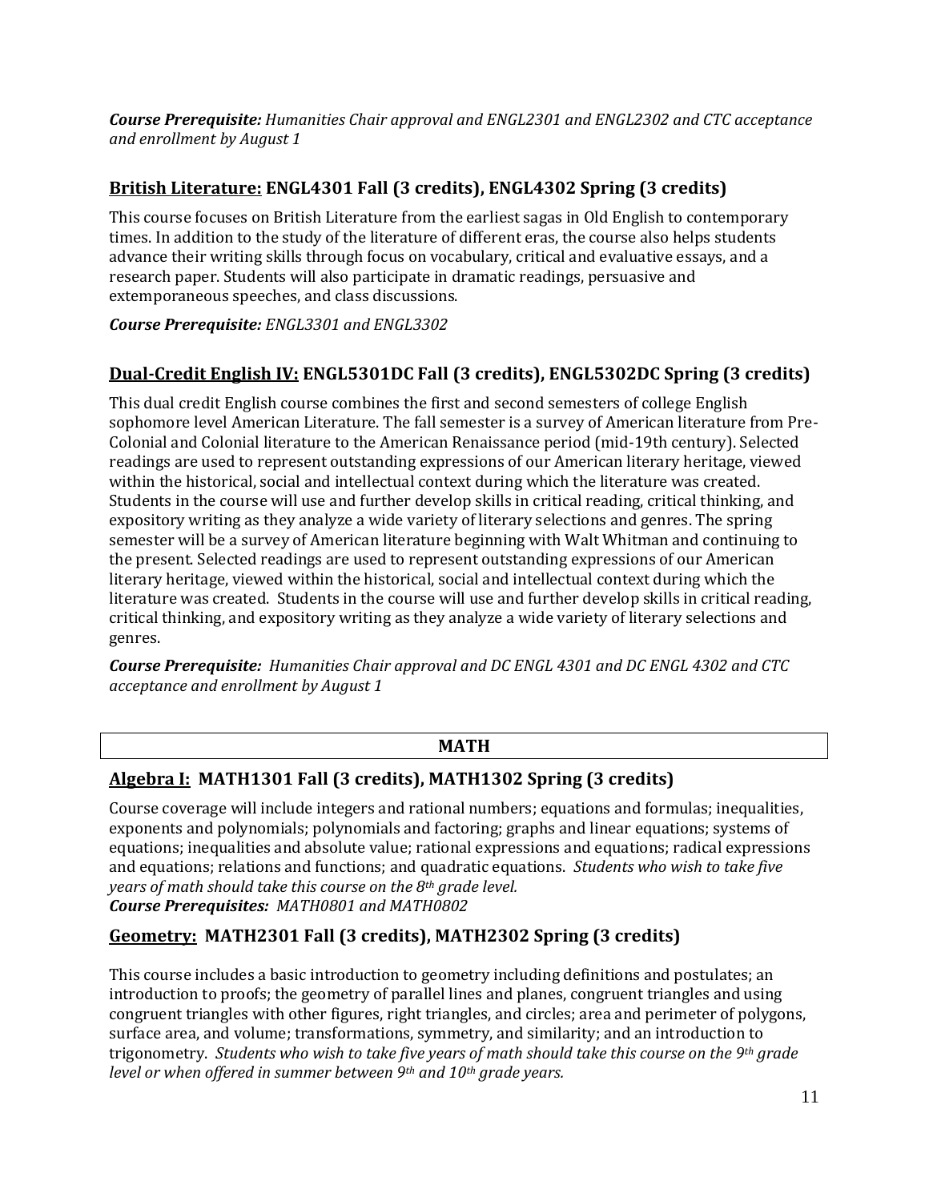***Course Prerequisite:*** *Humanities Chair approval and ENGL2301 and ENGL2302 and CTC acceptance and enrollment by August 1*

### <u>British Literature:</u> ENGL4301 Fall (3 credits), ENGL4302 Spring (3 credits)

This course focuses on British Literature from the earliest sagas in Old English to contemporary times. In addition to the study of the literature of different eras, the course also helps students advance their writing skills through focus on vocabulary, critical and evaluative essays, and a research paper. Students will also participate in dramatic readings, persuasive and extemporaneous speeches, and class discussions.

***Course Prerequisite:*** *ENGL3301 and ENGL3302*

### <u>Dual-Credit English IV:</u> ENGL5301DC Fall (3 credits), ENGL5302DC Spring (3 credits)

This dual credit English course combines the first and second semesters of college English sophomore level American Literature. The fall semester is a survey of American literature from Pre-Colonial and Colonial literature to the American Renaissance period (mid-19th century). Selected readings are used to represent outstanding expressions of our American literary heritage, viewed within the historical, social and intellectual context during which the literature was created. Students in the course will use and further develop skills in critical reading, critical thinking, and expository writing as they analyze a wide variety of literary selections and genres. The spring semester will be a survey of American literature beginning with Walt Whitman and continuing to the present. Selected readings are used to represent outstanding expressions of our American literary heritage, viewed within the historical, social and intellectual context during which the literature was created. Students in the course will use and further develop skills in critical reading, critical thinking, and expository writing as they analyze a wide variety of literary selections and genres.

***Course Prerequisite:*** *Humanities Chair approval and DC ENGL 4301 and DC ENGL 4302 and CTC acceptance and enrollment by August 1*

## MATH

### <u>Algebra I:</u> MATH1301 Fall (3 credits), MATH1302 Spring (3 credits)

Course coverage will include integers and rational numbers; equations and formulas; inequalities, exponents and polynomials; polynomials and factoring; graphs and linear equations; systems of equations; inequalities and absolute value; rational expressions and equations; radical expressions and equations; relations and functions; and quadratic equations. *Students who wish to take five years of math should take this course on the 8th grade level.*

***Course Prerequisites:*** *MATH0801 and MATH0802*

### <u>Geometry:</u> MATH2301 Fall (3 credits), MATH2302 Spring (3 credits)

This course includes a basic introduction to geometry including definitions and postulates; an introduction to proofs; the geometry of parallel lines and planes, congruent triangles and using congruent triangles with other figures, right triangles, and circles; area and perimeter of polygons, surface area, and volume; transformations, symmetry, and similarity; and an introduction to trigonometry. *Students who wish to take five years of math should take this course on the 9th grade level or when offered in summer between 9th and 10th grade years.*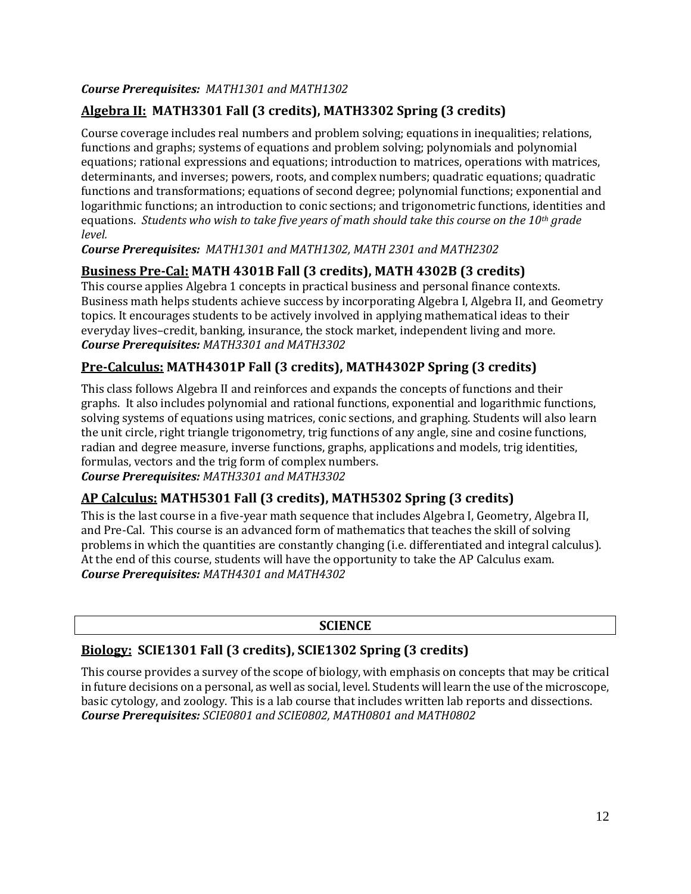***Course Prerequisites:*** *MATH1301 and MATH1302*

### <u>Algebra II:</u> MATH3301 Fall (3 credits), MATH3302 Spring (3 credits)

Course coverage includes real numbers and problem solving; equations in inequalities; relations, functions and graphs; systems of equations and problem solving; polynomials and polynomial equations; rational expressions and equations; introduction to matrices, operations with matrices, determinants, and inverses; powers, roots, and complex numbers; quadratic equations; quadratic functions and transformations; equations of second degree; polynomial functions; exponential and logarithmic functions; an introduction to conic sections; and trigonometric functions, identities and equations. *Students who wish to take five years of math should take this course on the 10th grade level.*

***Course Prerequisites:*** *MATH1301 and MATH1302, MATH 2301 and MATH2302*

### <u>Business Pre-Cal:</u> MATH 4301B Fall (3 credits), MATH 4302B (3 credits)

This course applies Algebra 1 concepts in practical business and personal finance contexts. Business math helps students achieve success by incorporating Algebra I, Algebra II, and Geometry topics. It encourages students to be actively involved in applying mathematical ideas to their everyday lives–credit, banking, insurance, the stock market, independent living and more.

***Course Prerequisites:*** *MATH3301 and MATH3302*

### <u>Pre-Calculus:</u> MATH4301P Fall (3 credits), MATH4302P Spring (3 credits)

This class follows Algebra II and reinforces and expands the concepts of functions and their graphs. It also includes polynomial and rational functions, exponential and logarithmic functions, solving systems of equations using matrices, conic sections, and graphing. Students will also learn the unit circle, right triangle trigonometry, trig functions of any angle, sine and cosine functions, radian and degree measure, inverse functions, graphs, applications and models, trig identities, formulas, vectors and the trig form of complex numbers.

***Course Prerequisites:*** *MATH3301 and MATH3302*

### <u>AP Calculus:</u> MATH5301 Fall (3 credits), MATH5302 Spring (3 credits)

This is the last course in a five-year math sequence that includes Algebra I, Geometry, Algebra II, and Pre-Cal. This course is an advanced form of mathematics that teaches the skill of solving problems in which the quantities are constantly changing (i.e. differentiated and integral calculus). At the end of this course, students will have the opportunity to take the AP Calculus exam.

***Course Prerequisites:*** *MATH4301 and MATH4302*

## SCIENCE

### <u>Biology:</u> SCIE1301 Fall (3 credits), SCIE1302 Spring (3 credits)

This course provides a survey of the scope of biology, with emphasis on concepts that may be critical in future decisions on a personal, as well as social, level. Students will learn the use of the microscope, basic cytology, and zoology. This is a lab course that includes written lab reports and dissections.

***Course Prerequisites:*** *SCIE0801 and SCIE0802, MATH0801 and MATH0802*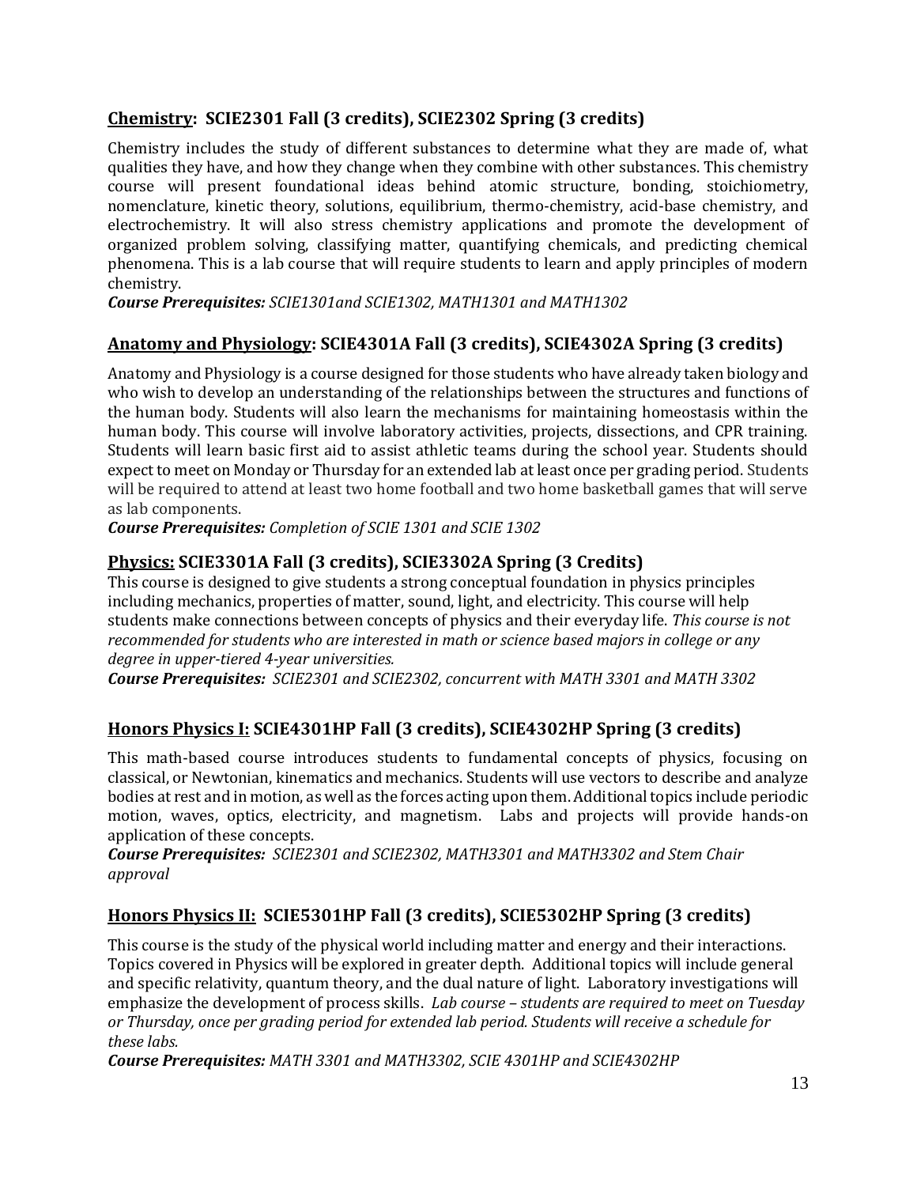## **Chemistry**: SCIE2301 Fall (3 credits), SCIE2302 Spring (3 credits)

Chemistry includes the study of different substances to determine what they are made of, what qualities they have, and how they change when they combine with other substances. This chemistry course will present foundational ideas behind atomic structure, bonding, stoichiometry, nomenclature, kinetic theory, solutions, equilibrium, thermo-chemistry, acid-base chemistry, and electrochemistry. It will also stress chemistry applications and promote the development of organized problem solving, classifying matter, quantifying chemicals, and predicting chemical phenomena. This is a lab course that will require students to learn and apply principles of modern chemistry.

***Course Prerequisites:*** *SCIE1301and SCIE1302, MATH1301 and MATH1302*

## **Anatomy and Physiology**: SCIE4301A Fall (3 credits), SCIE4302A Spring (3 credits)

Anatomy and Physiology is a course designed for those students who have already taken biology and who wish to develop an understanding of the relationships between the structures and functions of the human body. Students will also learn the mechanisms for maintaining homeostasis within the human body. This course will involve laboratory activities, projects, dissections, and CPR training. Students will learn basic first aid to assist athletic teams during the school year. Students should expect to meet on Monday or Thursday for an extended lab at least once per grading period. Students will be required to attend at least two home football and two home basketball games that will serve as lab components.

***Course Prerequisites:*** *Completion of SCIE 1301 and SCIE 1302*

## **Physics:** SCIE3301A Fall (3 credits), SCIE3302A Spring (3 Credits)

This course is designed to give students a strong conceptual foundation in physics principles including mechanics, properties of matter, sound, light, and electricity. This course will help students make connections between concepts of physics and their everyday life. *This course is not recommended for students who are interested in math or science based majors in college or any degree in upper-tiered 4-year universities.*

***Course Prerequisites:*** *SCIE2301 and SCIE2302, concurrent with MATH 3301 and MATH 3302*

## **Honors Physics I:** SCIE4301HP Fall (3 credits), SCIE4302HP Spring (3 credits)

This math-based course introduces students to fundamental concepts of physics, focusing on classical, or Newtonian, kinematics and mechanics. Students will use vectors to describe and analyze bodies at rest and in motion, as well as the forces acting upon them. Additional topics include periodic motion, waves, optics, electricity, and magnetism. Labs and projects will provide hands-on application of these concepts.

***Course Prerequisites:*** *SCIE2301 and SCIE2302, MATH3301 and MATH3302 and Stem Chair approval*

## **Honors Physics II:** SCIE5301HP Fall (3 credits), SCIE5302HP Spring (3 credits)

This course is the study of the physical world including matter and energy and their interactions. Topics covered in Physics will be explored in greater depth. Additional topics will include general and specific relativity, quantum theory, and the dual nature of light. Laboratory investigations will emphasize the development of process skills. *Lab course – students are required to meet on Tuesday or Thursday, once per grading period for extended lab period. Students will receive a schedule for these labs.*

***Course Prerequisites:*** *MATH 3301 and MATH3302, SCIE 4301HP and SCIE4302HP*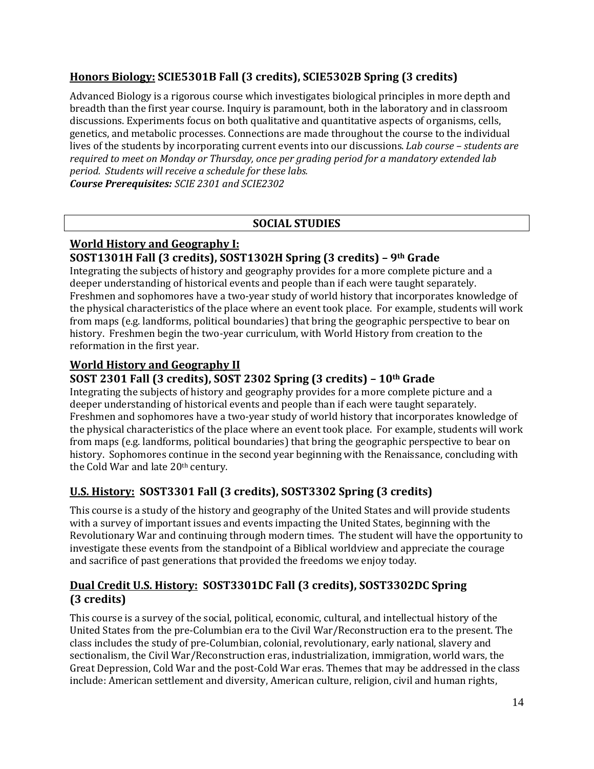### <u>Honors Biology:</u> SCIE5301B Fall (3 credits), SCIE5302B Spring (3 credits)

Advanced Biology is a rigorous course which investigates biological principles in more depth and breadth than the first year course. Inquiry is paramount, both in the laboratory and in classroom discussions. Experiments focus on both qualitative and quantitative aspects of organisms, cells, genetics, and metabolic processes. Connections are made throughout the course to the individual lives of the students by incorporating current events into our discussions. *Lab course – students are required to meet on Monday or Thursday, once per grading period for a mandatory extended lab period. Students will receive a schedule for these labs.*
***Course Prerequisites:*** *SCIE 2301 and SCIE2302*

## SOCIAL STUDIES

### <u>World History and Geography I:</u>
### SOST1301H Fall (3 credits), SOST1302H Spring (3 credits) – 9th Grade

Integrating the subjects of history and geography provides for a more complete picture and a deeper understanding of historical events and people than if each were taught separately. Freshmen and sophomores have a two-year study of world history that incorporates knowledge of the physical characteristics of the place where an event took place. For example, students will work from maps (e.g. landforms, political boundaries) that bring the geographic perspective to bear on history. Freshmen begin the two-year curriculum, with World History from creation to the reformation in the first year.

### <u>World History and Geography II</u>
### SOST 2301 Fall (3 credits), SOST 2302 Spring (3 credits) – 10th Grade

Integrating the subjects of history and geography provides for a more complete picture and a deeper understanding of historical events and people than if each were taught separately. Freshmen and sophomores have a two-year study of world history that incorporates knowledge of the physical characteristics of the place where an event took place. For example, students will work from maps (e.g. landforms, political boundaries) that bring the geographic perspective to bear on history. Sophomores continue in the second year beginning with the Renaissance, concluding with the Cold War and late 20th century.

### <u>U.S. History:</u> SOST3301 Fall (3 credits), SOST3302 Spring (3 credits)

This course is a study of the history and geography of the United States and will provide students with a survey of important issues and events impacting the United States, beginning with the Revolutionary War and continuing through modern times. The student will have the opportunity to investigate these events from the standpoint of a Biblical worldview and appreciate the courage and sacrifice of past generations that provided the freedoms we enjoy today.

### <u>Dual Credit U.S. History:</u> SOST3301DC Fall (3 credits), SOST3302DC Spring (3 credits)

This course is a survey of the social, political, economic, cultural, and intellectual history of the United States from the pre-Columbian era to the Civil War/Reconstruction era to the present. The class includes the study of pre-Columbian, colonial, revolutionary, early national, slavery and sectionalism, the Civil War/Reconstruction eras, industrialization, immigration, world wars, the Great Depression, Cold War and the post-Cold War eras. Themes that may be addressed in the class include: American settlement and diversity, American culture, religion, civil and human rights,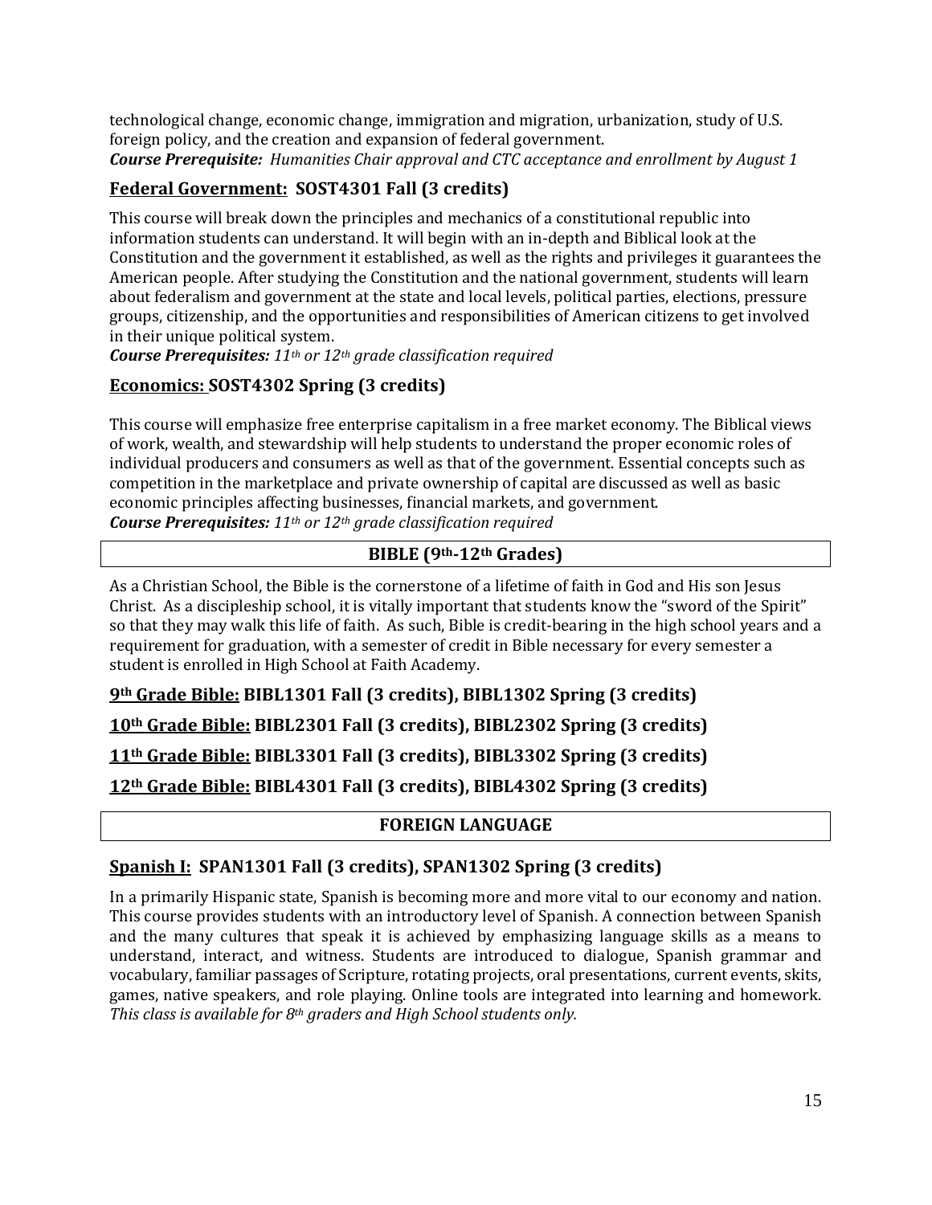technological change, economic change, immigration and migration, urbanization, study of U.S. foreign policy, and the creation and expansion of federal government.
***Course Prerequisite:*** *Humanities Chair approval and CTC acceptance and enrollment by August 1*

### <u>Federal Government:</u> SOST4301 Fall (3 credits)

This course will break down the principles and mechanics of a constitutional republic into information students can understand. It will begin with an in-depth and Biblical look at the Constitution and the government it established, as well as the rights and privileges it guarantees the American people. After studying the Constitution and the national government, students will learn about federalism and government at the state and local levels, political parties, elections, pressure groups, citizenship, and the opportunities and responsibilities of American citizens to get involved in their unique political system.
***Course Prerequisites:*** *11th or 12th grade classification required*

### <u>Economics:</u> SOST4302 Spring (3 credits)

This course will emphasize free enterprise capitalism in a free market economy. The Biblical views of work, wealth, and stewardship will help students to understand the proper economic roles of individual producers and consumers as well as that of the government. Essential concepts such as competition in the marketplace and private ownership of capital are discussed as well as basic economic principles affecting businesses, financial markets, and government.
***Course Prerequisites:*** *11th or 12th grade classification required*

## BIBLE (9th-12th Grades)

As a Christian School, the Bible is the cornerstone of a lifetime of faith in God and His son Jesus Christ. As a discipleship school, it is vitally important that students know the "sword of the Spirit" so that they may walk this life of faith. As such, Bible is credit-bearing in the high school years and a requirement for graduation, with a semester of credit in Bible necessary for every semester a student is enrolled in High School at Faith Academy.

### <u>9th Grade Bible:</u> BIBL1301 Fall (3 credits), BIBL1302 Spring (3 credits)

### <u>10th Grade Bible:</u> BIBL2301 Fall (3 credits), BIBL2302 Spring (3 credits)

### <u>11th Grade Bible:</u> BIBL3301 Fall (3 credits), BIBL3302 Spring (3 credits)

### <u>12th Grade Bible:</u> BIBL4301 Fall (3 credits), BIBL4302 Spring (3 credits)

## FOREIGN LANGUAGE

### <u>Spanish I:</u> SPAN1301 Fall (3 credits), SPAN1302 Spring (3 credits)

In a primarily Hispanic state, Spanish is becoming more and more vital to our economy and nation. This course provides students with an introductory level of Spanish. A connection between Spanish and the many cultures that speak it is achieved by emphasizing language skills as a means to understand, interact, and witness. Students are introduced to dialogue, Spanish grammar and vocabulary, familiar passages of Scripture, rotating projects, oral presentations, current events, skits, games, native speakers, and role playing. Online tools are integrated into learning and homework. *This class is available for 8th graders and High School students only.*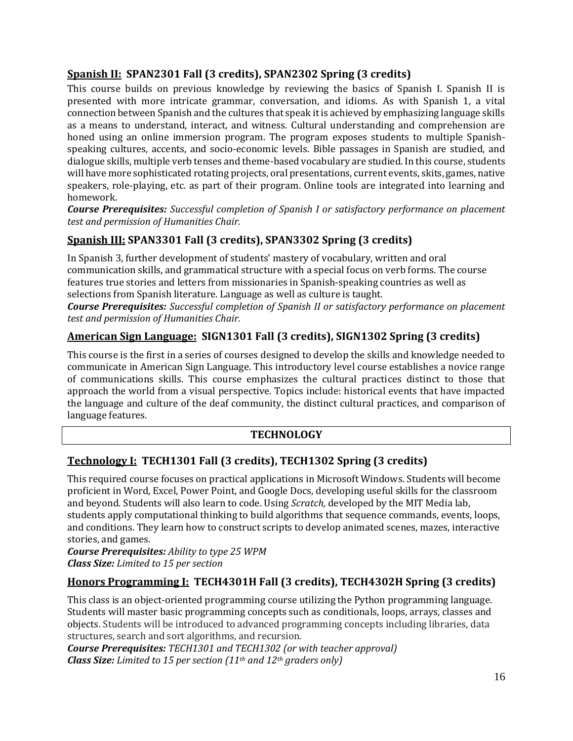### **<u>Spanish II:</u> SPAN2301 Fall (3 credits), SPAN2302 Spring (3 credits)**

This course builds on previous knowledge by reviewing the basics of Spanish I. Spanish II is presented with more intricate grammar, conversation, and idioms. As with Spanish 1, a vital connection between Spanish and the cultures that speak it is achieved by emphasizing language skills as a means to understand, interact, and witness. Cultural understanding and comprehension are honed using an online immersion program. The program exposes students to multiple Spanish-speaking cultures, accents, and socio-economic levels. Bible passages in Spanish are studied, and dialogue skills, multiple verb tenses and theme-based vocabulary are studied. In this course, students will have more sophisticated rotating projects, oral presentations, current events, skits, games, native speakers, role-playing, etc. as part of their program. Online tools are integrated into learning and homework.

***Course Prerequisites:*** *Successful completion of Spanish I or satisfactory performance on placement test and permission of Humanities Chair.*

### **<u>Spanish III:</u> SPAN3301 Fall (3 credits), SPAN3302 Spring (3 credits)**

In Spanish 3, further development of students' mastery of vocabulary, written and oral communication skills, and grammatical structure with a special focus on verb forms. The course features true stories and letters from missionaries in Spanish-speaking countries as well as selections from Spanish literature. Language as well as culture is taught.

***Course Prerequisites:*** *Successful completion of Spanish II or satisfactory performance on placement test and permission of Humanities Chair.*

### **<u>American Sign Language:</u> SIGN1301 Fall (3 credits), SIGN1302 Spring (3 credits)**

This course is the first in a series of courses designed to develop the skills and knowledge needed to communicate in American Sign Language. This introductory level course establishes a novice range of communications skills. This course emphasizes the cultural practices distinct to those that approach the world from a visual perspective. Topics include: historical events that have impacted the language and culture of the deaf community, the distinct cultural practices, and comparison of language features.

## **TECHNOLOGY**

### **<u>Technology I:</u> TECH1301 Fall (3 credits), TECH1302 Spring (3 credits)**

This required course focuses on practical applications in Microsoft Windows. Students will become proficient in Word, Excel, Power Point, and Google Docs, developing useful skills for the classroom and beyond. Students will also learn to code. Using *Scratch,* developed by the MIT Media lab, students apply computational thinking to build algorithms that sequence commands, events, loops, and conditions. They learn how to construct scripts to develop animated scenes, mazes, interactive stories, and games.

***Course Prerequisites:*** *Ability to type 25 WPM*

***Class Size:*** *Limited to 15 per section*

### **<u>Honors Programming I:</u> TECH4301H Fall (3 credits), TECH4302H Spring (3 credits)**

This class is an object-oriented programming course utilizing the Python programming language. Students will master basic programming concepts such as conditionals, loops, arrays, classes and objects. Students will be introduced to advanced programming concepts including libraries, data structures, search and sort algorithms, and recursion.

***Course Prerequisites:*** *TECH1301 and TECH1302 (or with teacher approval)*

***Class Size:*** *Limited to 15 per section (11th and 12th graders only)*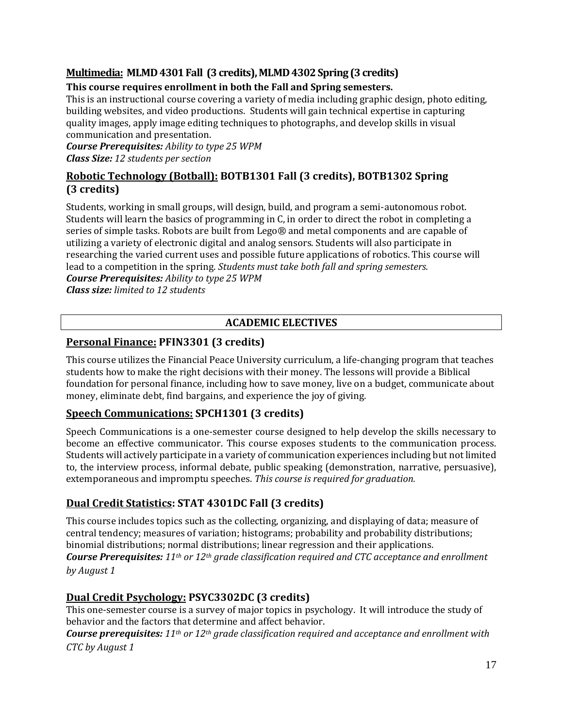### **Multimedia:** MLMD 4301 Fall (3 credits), MLMD 4302 Spring (3 credits)

**This course requires enrollment in both the Fall and Spring semesters.**

This is an instructional course covering a variety of media including graphic design, photo editing, building websites, and video productions. Students will gain technical expertise in capturing quality images, apply image editing techniques to photographs, and develop skills in visual communication and presentation.

***Course Prerequisites:*** *Ability to type 25 WPM*
***Class Size:*** *12 students per section*

### **Robotic Technology (Botball):** BOTB1301 Fall (3 credits), BOTB1302 Spring (3 credits)

Students, working in small groups, will design, build, and program a semi-autonomous robot. Students will learn the basics of programming in C, in order to direct the robot in completing a series of simple tasks. Robots are built from Lego® and metal components and are capable of utilizing a variety of electronic digital and analog sensors. Students will also participate in researching the varied current uses and possible future applications of robotics. This course will lead to a competition in the spring. *Students must take both fall and spring semesters.*

***Course Prerequisites:*** *Ability to type 25 WPM*
***Class size:*** *limited to 12 students*

## ACADEMIC ELECTIVES

### **Personal Finance:** PFIN3301 (3 credits)

This course utilizes the Financial Peace University curriculum, a life-changing program that teaches students how to make the right decisions with their money. The lessons will provide a Biblical foundation for personal finance, including how to save money, live on a budget, communicate about money, eliminate debt, find bargains, and experience the joy of giving.

### **Speech Communications:** SPCH1301 (3 credits)

Speech Communications is a one-semester course designed to help develop the skills necessary to become an effective communicator. This course exposes students to the communication process. Students will actively participate in a variety of communication experiences including but not limited to, the interview process, informal debate, public speaking (demonstration, narrative, persuasive), extemporaneous and impromptu speeches. *This course is required for graduation.*

### **Dual Credit Statistics:** STAT 4301DC Fall (3 credits)

This course includes topics such as the collecting, organizing, and displaying of data; measure of central tendency; measures of variation; histograms; probability and probability distributions; binomial distributions; normal distributions; linear regression and their applications.

***Course Prerequisites:*** *11th or 12th grade classification required and CTC acceptance and enrollment by August 1*

### **Dual Credit Psychology:** PSYC3302DC (3 credits)

This one-semester course is a survey of major topics in psychology. It will introduce the study of behavior and the factors that determine and affect behavior.

***Course prerequisites:*** *11th or 12th grade classification required and acceptance and enrollment with CTC by August 1*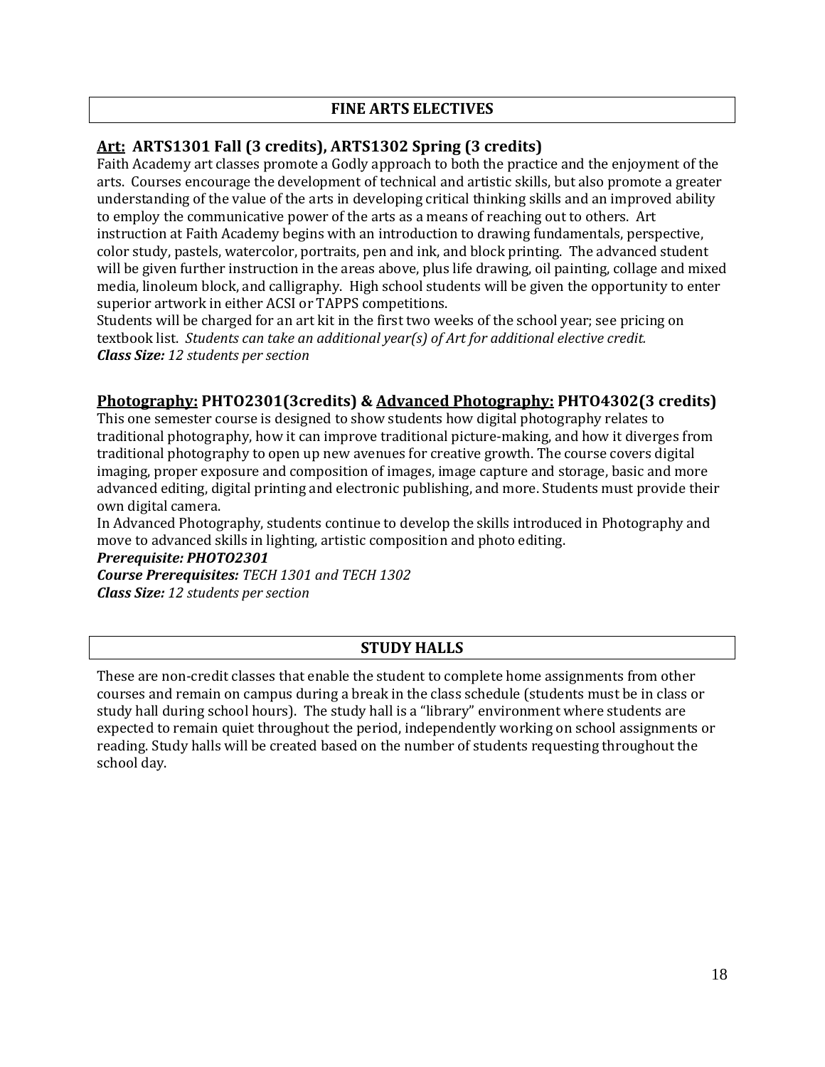## FINE ARTS ELECTIVES

### <u>Art:</u> ARTS1301 Fall (3 credits), ARTS1302 Spring (3 credits)

Faith Academy art classes promote a Godly approach to both the practice and the enjoyment of the arts. Courses encourage the development of technical and artistic skills, but also promote a greater understanding of the value of the arts in developing critical thinking skills and an improved ability to employ the communicative power of the arts as a means of reaching out to others. Art instruction at Faith Academy begins with an introduction to drawing fundamentals, perspective, color study, pastels, watercolor, portraits, pen and ink, and block printing. The advanced student will be given further instruction in the areas above, plus life drawing, oil painting, collage and mixed media, linoleum block, and calligraphy. High school students will be given the opportunity to enter superior artwork in either ACSI or TAPPS competitions.

Students will be charged for an art kit in the first two weeks of the school year; see pricing on textbook list. *Students can take an additional year(s) of Art for additional elective credit.*
***Class Size:*** *12 students per section*

### <u>Photography:</u> PHTO2301(3credits) & <u>Advanced Photography:</u> PHTO4302(3 credits)

This one semester course is designed to show students how digital photography relates to traditional photography, how it can improve traditional picture-making, and how it diverges from traditional photography to open up new avenues for creative growth. The course covers digital imaging, proper exposure and composition of images, image capture and storage, basic and more advanced editing, digital printing and electronic publishing, and more. Students must provide their own digital camera.

In Advanced Photography, students continue to develop the skills introduced in Photography and move to advanced skills in lighting, artistic composition and photo editing.
***Prerequisite: PHOTO2301***
***Course Prerequisites:*** *TECH 1301 and TECH 1302*
***Class Size:*** *12 students per section*

## STUDY HALLS

These are non-credit classes that enable the student to complete home assignments from other courses and remain on campus during a break in the class schedule (students must be in class or study hall during school hours). The study hall is a "library" environment where students are expected to remain quiet throughout the period, independently working on school assignments or reading. Study halls will be created based on the number of students requesting throughout the school day.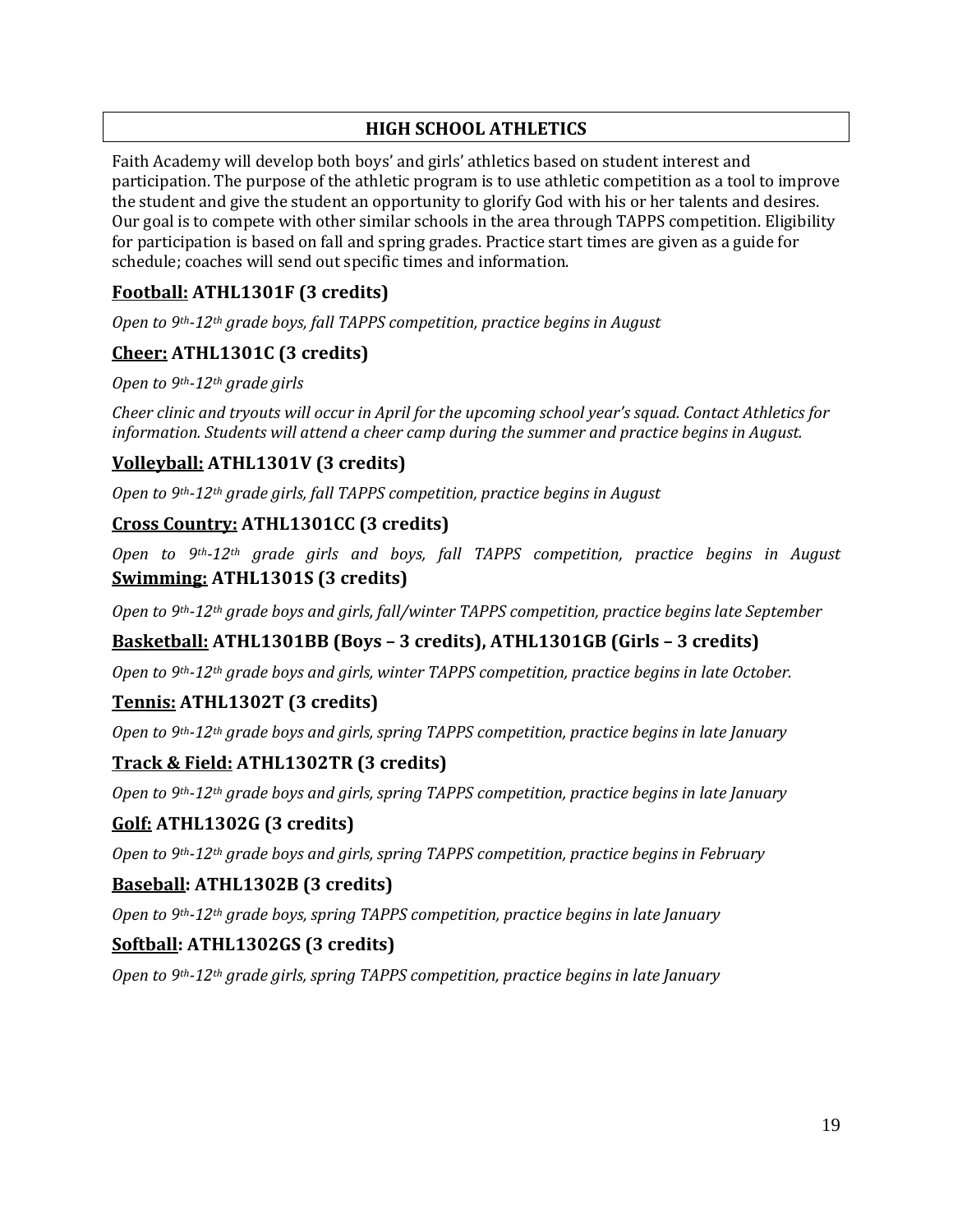## HIGH SCHOOL ATHLETICS

Faith Academy will develop both boys' and girls' athletics based on student interest and participation. The purpose of the athletic program is to use athletic competition as a tool to improve the student and give the student an opportunity to glorify God with his or her talents and desires. Our goal is to compete with other similar schools in the area through TAPPS competition. Eligibility for participation is based on fall and spring grades. Practice start times are given as a guide for schedule; coaches will send out specific times and information.

### Football: ATHL1301F (3 credits)

*Open to 9th-12th grade boys, fall TAPPS competition, practice begins in August*

### Cheer: ATHL1301C (3 credits)

*Open to 9th-12th grade girls*

*Cheer clinic and tryouts will occur in April for the upcoming school year's squad. Contact Athletics for information. Students will attend a cheer camp during the summer and practice begins in August.*

### Volleyball: ATHL1301V (3 credits)

*Open to 9th-12th grade girls, fall TAPPS competition, practice begins in August*

### Cross Country: ATHL1301CC (3 credits)

*Open to 9th-12th grade girls and boys, fall TAPPS competition, practice begins in August*

### Swimming: ATHL1301S (3 credits)

*Open to 9th-12th grade boys and girls, fall/winter TAPPS competition, practice begins late September*

### Basketball: ATHL1301BB (Boys – 3 credits), ATHL1301GB (Girls – 3 credits)

*Open to 9th-12th grade boys and girls, winter TAPPS competition, practice begins in late October.*

### Tennis: ATHL1302T (3 credits)

*Open to 9th-12th grade boys and girls, spring TAPPS competition, practice begins in late January*

### Track & Field: ATHL1302TR (3 credits)

*Open to 9th-12th grade boys and girls, spring TAPPS competition, practice begins in late January*

### Golf: ATHL1302G (3 credits)

*Open to 9th-12th grade boys and girls, spring TAPPS competition, practice begins in February*

### Baseball: ATHL1302B (3 credits)

*Open to 9th-12th grade boys, spring TAPPS competition, practice begins in late January*

### Softball: ATHL1302GS (3 credits)

*Open to 9th-12th grade girls, spring TAPPS competition, practice begins in late January*